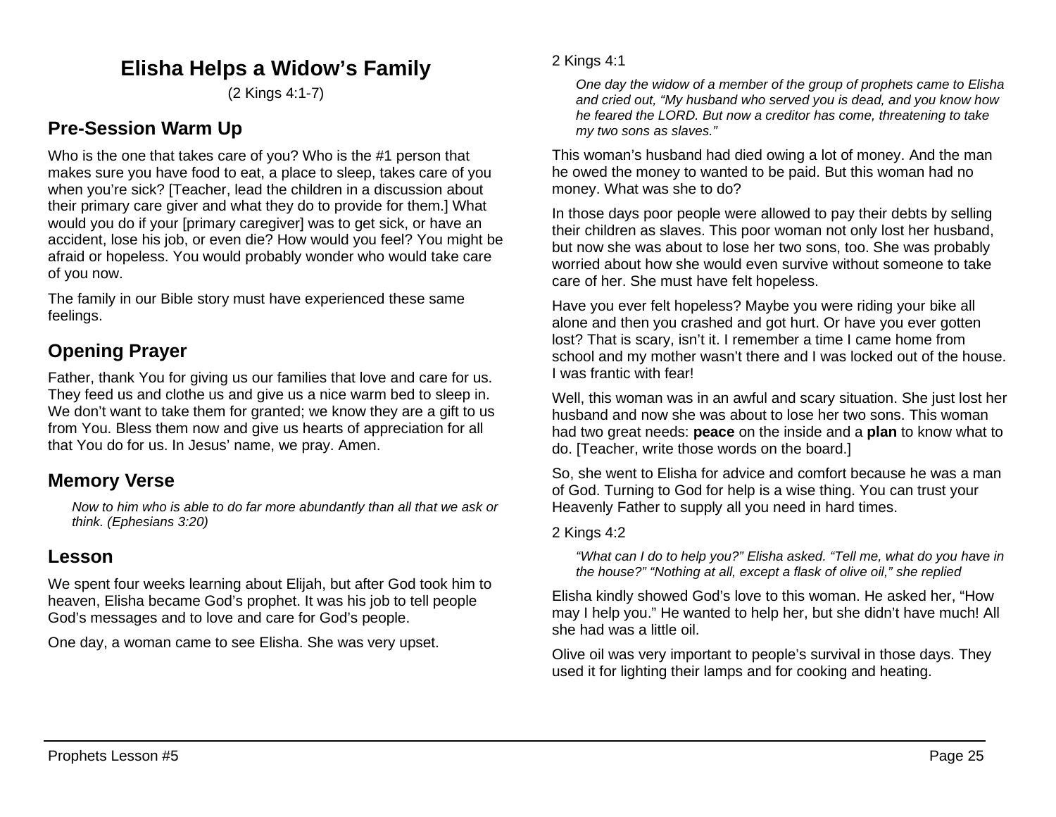# Elisha Helps a Widow's Family

(2 Kings 4:1-7)

## Pre-Session Warm Up

Who is the one that takes care of you? Who is the #1 person that makes sure you have food to eat, a place to sleep, takes care of you when you're sick? [Teacher, lead the children in a discussion about their primary care giver and what they do to provide for them.] What would you do if your [primary caregiver] was to get sick, or have an accident, lose his job, or even die? How would you feel? You might be afraid or hopeless. You would probably wonder who would take care of you now.

The family in our Bible story must have experienced these same feelings.

## Opening Prayer

Father, thank You for giving us our families that love and care for us. They feed us and clothe us and give us a nice warm bed to sleep in. We don't want to take them for granted; we know they are a gift to us from You. Bless them now and give us hearts of appreciation for all that You do for us. In Jesus' name, we pray. Amen.

## Memory Verse

> *Now to him who is able to do far more abundantly than all that we ask or think. (Ephesians 3:20)*

## Lesson

We spent four weeks learning about Elijah, but after God took him to heaven, Elisha became God's prophet. It was his job to tell people God's messages and to love and care for God's people.

One day, a woman came to see Elisha. She was very upset.

2 Kings 4:1

> *One day the widow of a member of the group of prophets came to Elisha and cried out, "My husband who served you is dead, and you know how he feared the LORD. But now a creditor has come, threatening to take my two sons as slaves."*

This woman's husband had died owing a lot of money. And the man he owed the money to wanted to be paid. But this woman had no money. What was she to do?

In those days poor people were allowed to pay their debts by selling their children as slaves. This poor woman not only lost her husband, but now she was about to lose her two sons, too. She was probably worried about how she would even survive without someone to take care of her. She must have felt hopeless.

Have you ever felt hopeless? Maybe you were riding your bike all alone and then you crashed and got hurt. Or have you ever gotten lost? That is scary, isn't it. I remember a time I came home from school and my mother wasn't there and I was locked out of the house. I was frantic with fear!

Well, this woman was in an awful and scary situation. She just lost her husband and now she was about to lose her two sons. This woman had two great needs: **peace** on the inside and a **plan** to know what to do. [Teacher, write those words on the board.]

So, she went to Elisha for advice and comfort because he was a man of God. Turning to God for help is a wise thing. You can trust your Heavenly Father to supply all you need in hard times.

2 Kings 4:2

> *"What can I do to help you?" Elisha asked. "Tell me, what do you have in the house?" "Nothing at all, except a flask of olive oil," she replied*

Elisha kindly showed God's love to this woman. He asked her, "How may I help you." He wanted to help her, but she didn't have much! All she had was a little oil.

Olive oil was very important to people's survival in those days. They used it for lighting their lamps and for cooking and heating.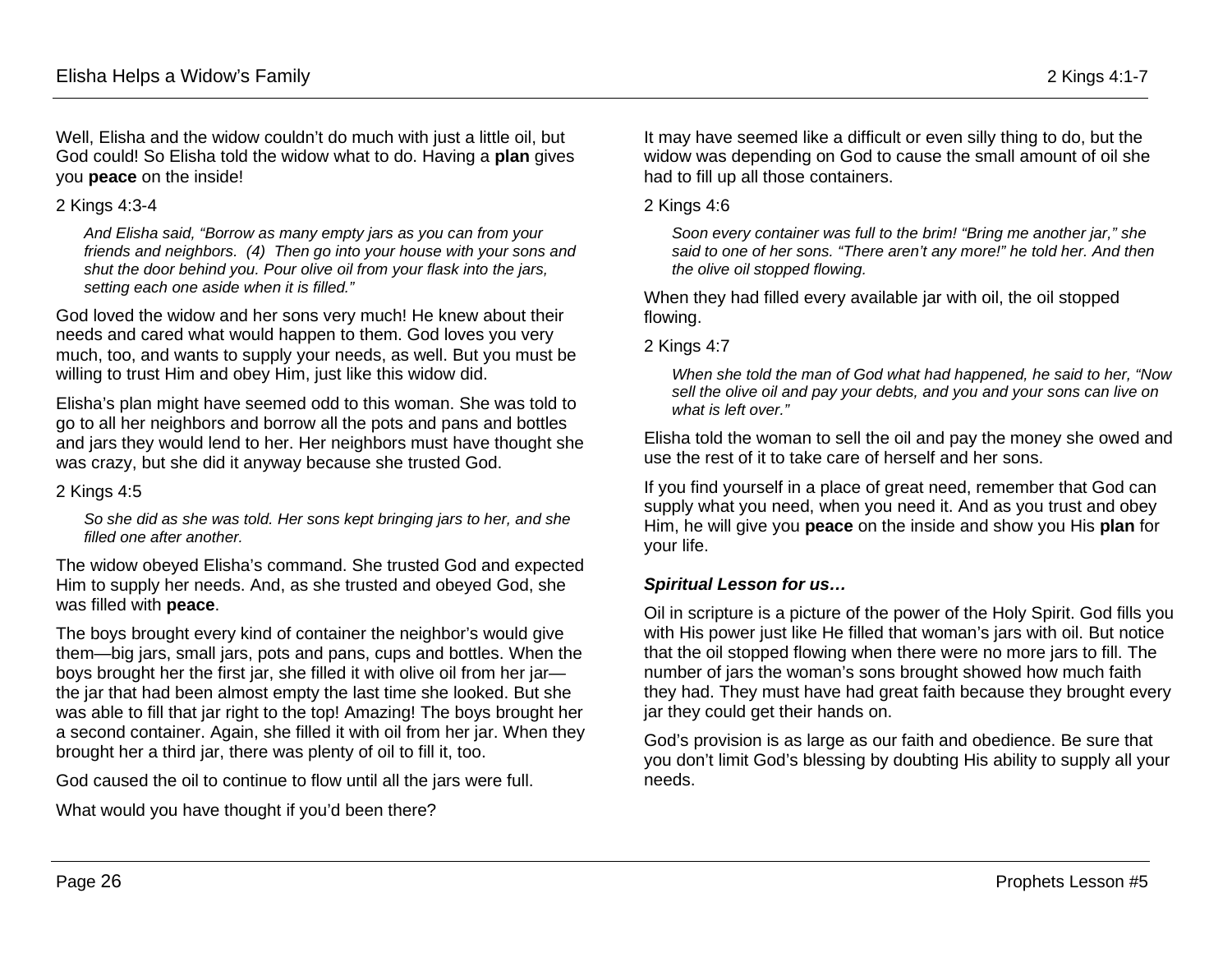Well, Elisha and the widow couldn't do much with just a little oil, but God could! So Elisha told the widow what to do. Having a **plan** gives you **peace** on the inside!

2 Kings 4:3-4

> *And Elisha said, "Borrow as many empty jars as you can from your friends and neighbors. (4) Then go into your house with your sons and shut the door behind you. Pour olive oil from your flask into the jars, setting each one aside when it is filled."*

God loved the widow and her sons very much! He knew about their needs and cared what would happen to them. God loves you very much, too, and wants to supply your needs, as well. But you must be willing to trust Him and obey Him, just like this widow did.

Elisha's plan might have seemed odd to this woman. She was told to go to all her neighbors and borrow all the pots and pans and bottles and jars they would lend to her. Her neighbors must have thought she was crazy, but she did it anyway because she trusted God.

2 Kings 4:5

> *So she did as she was told. Her sons kept bringing jars to her, and she filled one after another.*

The widow obeyed Elisha's command. She trusted God and expected Him to supply her needs. And, as she trusted and obeyed God, she was filled with **peace**.

The boys brought every kind of container the neighbor's would give them—big jars, small jars, pots and pans, cups and bottles. When the boys brought her the first jar, she filled it with olive oil from her jar—the jar that had been almost empty the last time she looked. But she was able to fill that jar right to the top! Amazing! The boys brought her a second container. Again, she filled it with oil from her jar. When they brought her a third jar, there was plenty of oil to fill it, too.

God caused the oil to continue to flow until all the jars were full.

What would you have thought if you'd been there?

It may have seemed like a difficult or even silly thing to do, but the widow was depending on God to cause the small amount of oil she had to fill up all those containers.

2 Kings 4:6

> *Soon every container was full to the brim! "Bring me another jar," she said to one of her sons. "There aren't any more!" he told her. And then the olive oil stopped flowing.*

When they had filled every available jar with oil, the oil stopped flowing.

2 Kings 4:7

> *When she told the man of God what had happened, he said to her, "Now sell the olive oil and pay your debts, and you and your sons can live on what is left over."*

Elisha told the woman to sell the oil and pay the money she owed and use the rest of it to take care of herself and her sons.

If you find yourself in a place of great need, remember that God can supply what you need, when you need it. And as you trust and obey Him, he will give you **peace** on the inside and show you His **plan** for your life.

***Spiritual Lesson for us…***

Oil in scripture is a picture of the power of the Holy Spirit. God fills you with His power just like He filled that woman's jars with oil. But notice that the oil stopped flowing when there were no more jars to fill. The number of jars the woman's sons brought showed how much faith they had. They must have had great faith because they brought every jar they could get their hands on.

God's provision is as large as our faith and obedience. Be sure that you don't limit God's blessing by doubting His ability to supply all your needs.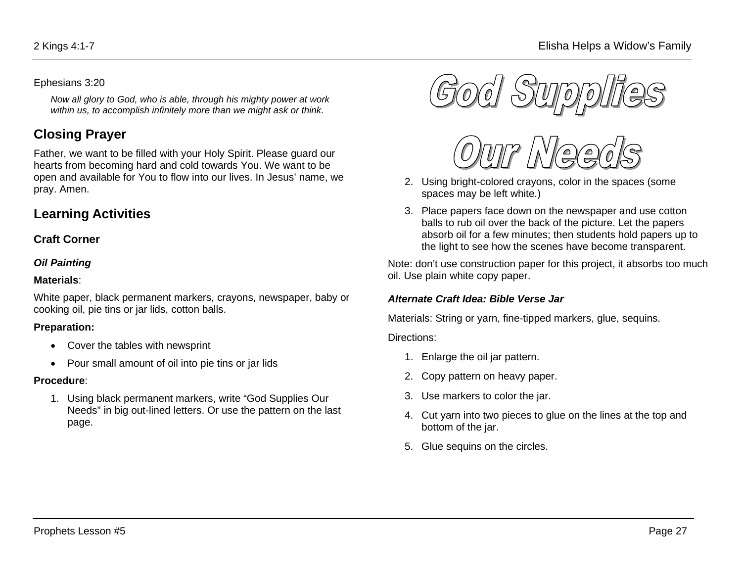Ephesians 3:20

*Now all glory to God, who is able, through his mighty power at work within us, to accomplish infinitely more than we might ask or think.*

## Closing Prayer

Father, we want to be filled with your Holy Spirit. Please guard our hearts from becoming hard and cold towards You. We want to be open and available for You to flow into our lives. In Jesus' name, we pray. Amen.

## Learning Activities

### Craft Corner

#### *Oil Painting*

**Materials**:

White paper, black permanent markers, crayons, newspaper, baby or cooking oil, pie tins or jar lids, cotton balls.

**Preparation:**

- Cover the tables with newsprint
- Pour small amount of oil into pie tins or jar lids

**Procedure**:

1. Using black permanent markers, write "God Supplies Our Needs" in big out-lined letters. Or use the pattern on the last page.

God Supplies

Our Needs

2. Using bright-colored crayons, color in the spaces (some spaces may be left white.)
3. Place papers face down on the newspaper and use cotton balls to rub oil over the back of the picture. Let the papers absorb oil for a few minutes; then students hold papers up to the light to see how the scenes have become transparent.

Note: don't use construction paper for this project, it absorbs too much oil. Use plain white copy paper.

#### *Alternate Craft Idea: Bible Verse Jar*

Materials: String or yarn, fine-tipped markers, glue, sequins.

Directions:

1. Enlarge the oil jar pattern.
2. Copy pattern on heavy paper.
3. Use markers to color the jar.
4. Cut yarn into two pieces to glue on the lines at the top and bottom of the jar.
5. Glue sequins on the circles.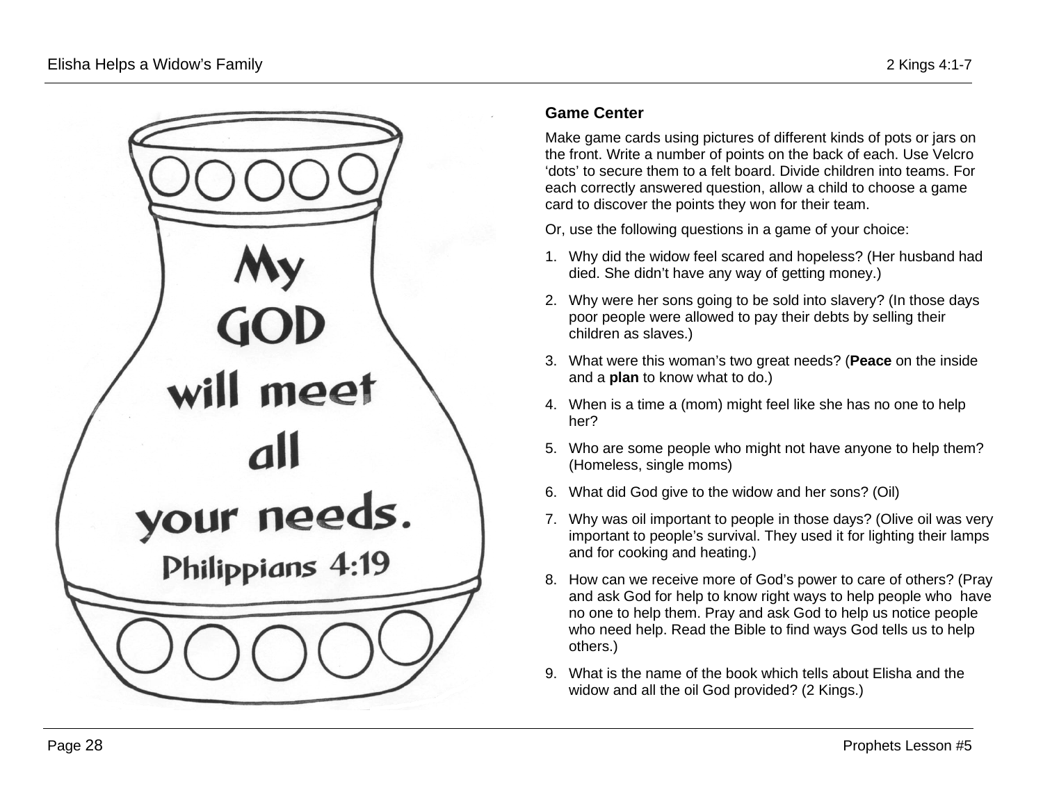My GOD will meet all your needs. Philippians 4:19

**Game Center**

Make game cards using pictures of different kinds of pots or jars on the front. Write a number of points on the back of each. Use Velcro 'dots' to secure them to a felt board. Divide children into teams. For each correctly answered question, allow a child to choose a game card to discover the points they won for their team.

Or, use the following questions in a game of your choice:

1. Why did the widow feel scared and hopeless? (Her husband had died. She didn't have any way of getting money.)
2. Why were her sons going to be sold into slavery? (In those days poor people were allowed to pay their debts by selling their children as slaves.)
3. What were this woman's two great needs? (**Peace** on the inside and a **plan** to know what to do.)
4. When is a time a (mom) might feel like she has no one to help her?
5. Who are some people who might not have anyone to help them? (Homeless, single moms)
6. What did God give to the widow and her sons? (Oil)
7. Why was oil important to people in those days? (Olive oil was very important to people's survival. They used it for lighting their lamps and for cooking and heating.)
8. How can we receive more of God's power to care of others? (Pray and ask God for help to know right ways to help people who have no one to help them. Pray and ask God to help us notice people who need help. Read the Bible to find ways God tells us to help others.)
9. What is the name of the book which tells about Elisha and the widow and all the oil God provided? (2 Kings.)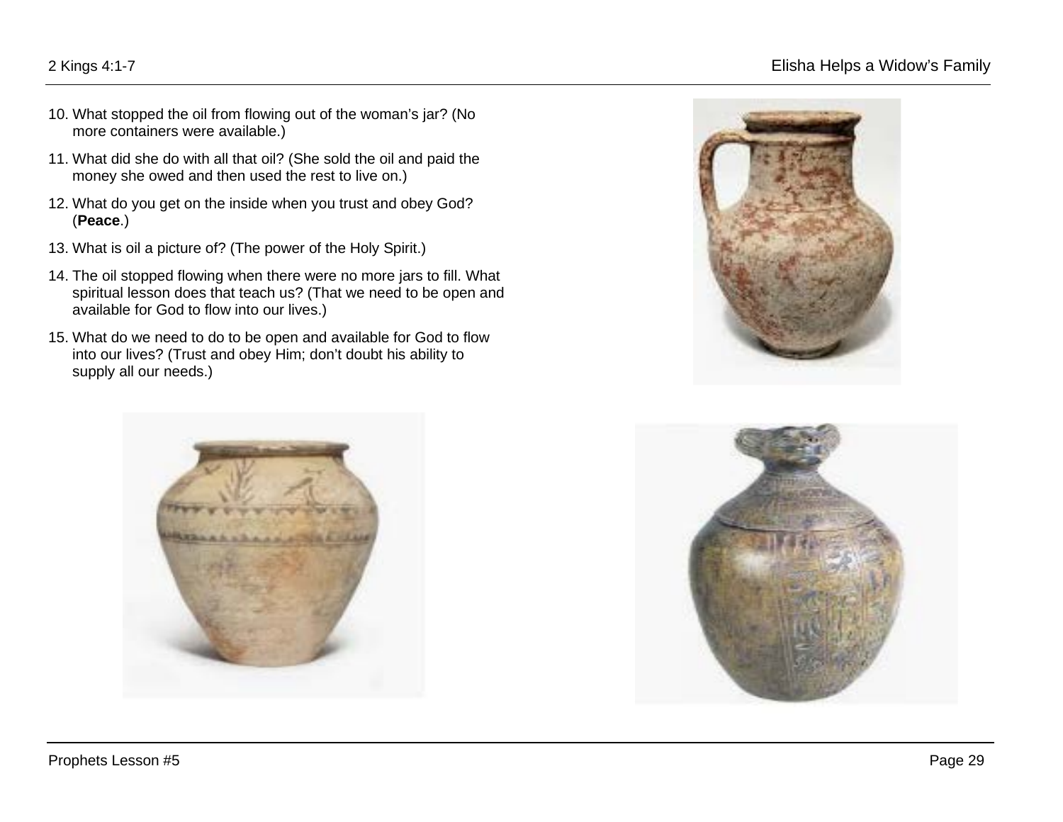10. What stopped the oil from flowing out of the woman's jar? (No more containers were available.)
11. What did she do with all that oil? (She sold the oil and paid the money she owed and then used the rest to live on.)
12. What do you get on the inside when you trust and obey God? (**Peace**.)
13. What is oil a picture of? (The power of the Holy Spirit.)
14. The oil stopped flowing when there were no more jars to fill. What spiritual lesson does that teach us? (That we need to be open and available for God to flow into our lives.)
15. What do we need to do to be open and available for God to flow into our lives? (Trust and obey Him; don't doubt his ability to supply all our needs.)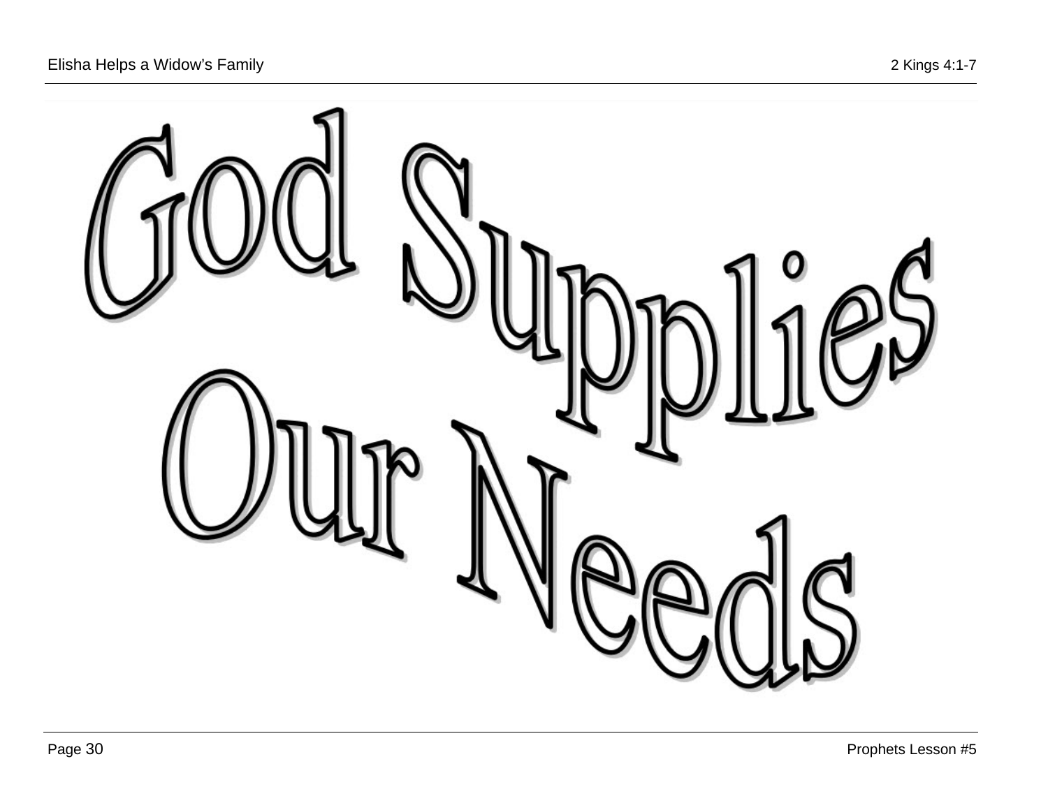# God Supplies Our Needs